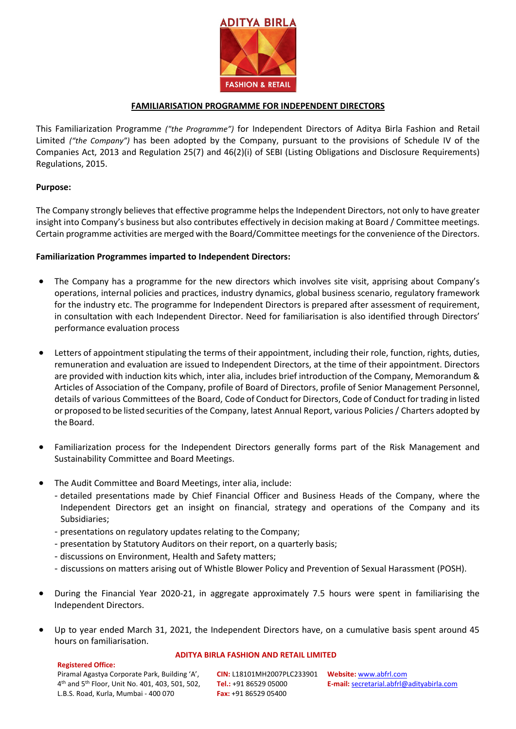## FAMILIARISATION PROGRAMME FOR INDEPENDENT DIRECTORS

This Familiarization Programme *("the Programme")* for Independent Directors of Aditya Birla Fashion and Retail Limited *("the Company")* has been adopted by the Company, pursuant to the provisions of Schedule IV of the Companies Act, 2013 and Regulation 25(7) and 46(2)(i) of SEBI (Listing Obligations and Disclosure Requirements) Regulations, 2015.

**Purpose:**

The Company strongly believes that effective programme helps the Independent Directors, not only to have greater insight into Company's business but also contributes effectively in decision making at Board / Committee meetings. Certain programme activities are merged with the Board/Committee meetings for the convenience of the Directors.

**Familiarization Programmes imparted to Independent Directors:**

- The Company has a programme for the new directors which involves site visit, apprising about Company's operations, internal policies and practices, industry dynamics, global business scenario, regulatory framework for the industry etc. The programme for Independent Directors is prepared after assessment of requirement, in consultation with each Independent Director. Need for familiarisation is also identified through Directors' performance evaluation process

- Letters of appointment stipulating the terms of their appointment, including their role, function, rights, duties, remuneration and evaluation are issued to Independent Directors, at the time of their appointment. Directors are provided with induction kits which, inter alia, includes brief introduction of the Company, Memorandum & Articles of Association of the Company, profile of Board of Directors, profile of Senior Management Personnel, details of various Committees of the Board, Code of Conduct for Directors, Code of Conduct for trading in listed or proposed to be listed securities of the Company, latest Annual Report, various Policies / Charters adopted by the Board.

- Familiarization process for the Independent Directors generally forms part of the Risk Management and Sustainability Committee and Board Meetings.

- The Audit Committee and Board Meetings, inter alia, include:
  - detailed presentations made by Chief Financial Officer and Business Heads of the Company, where the Independent Directors get an insight on financial, strategy and operations of the Company and its Subsidiaries;
  - presentations on regulatory updates relating to the Company;
  - presentation by Statutory Auditors on their report, on a quarterly basis;
  - discussions on Environment, Health and Safety matters;
  - discussions on matters arising out of Whistle Blower Policy and Prevention of Sexual Harassment (POSH).

- During the Financial Year 2020-21, in aggregate approximately 7.5 hours were spent in familiarising the Independent Directors.

- Up to year ended March 31, 2021, the Independent Directors have, on a cumulative basis spent around 45 hours on familiarisation.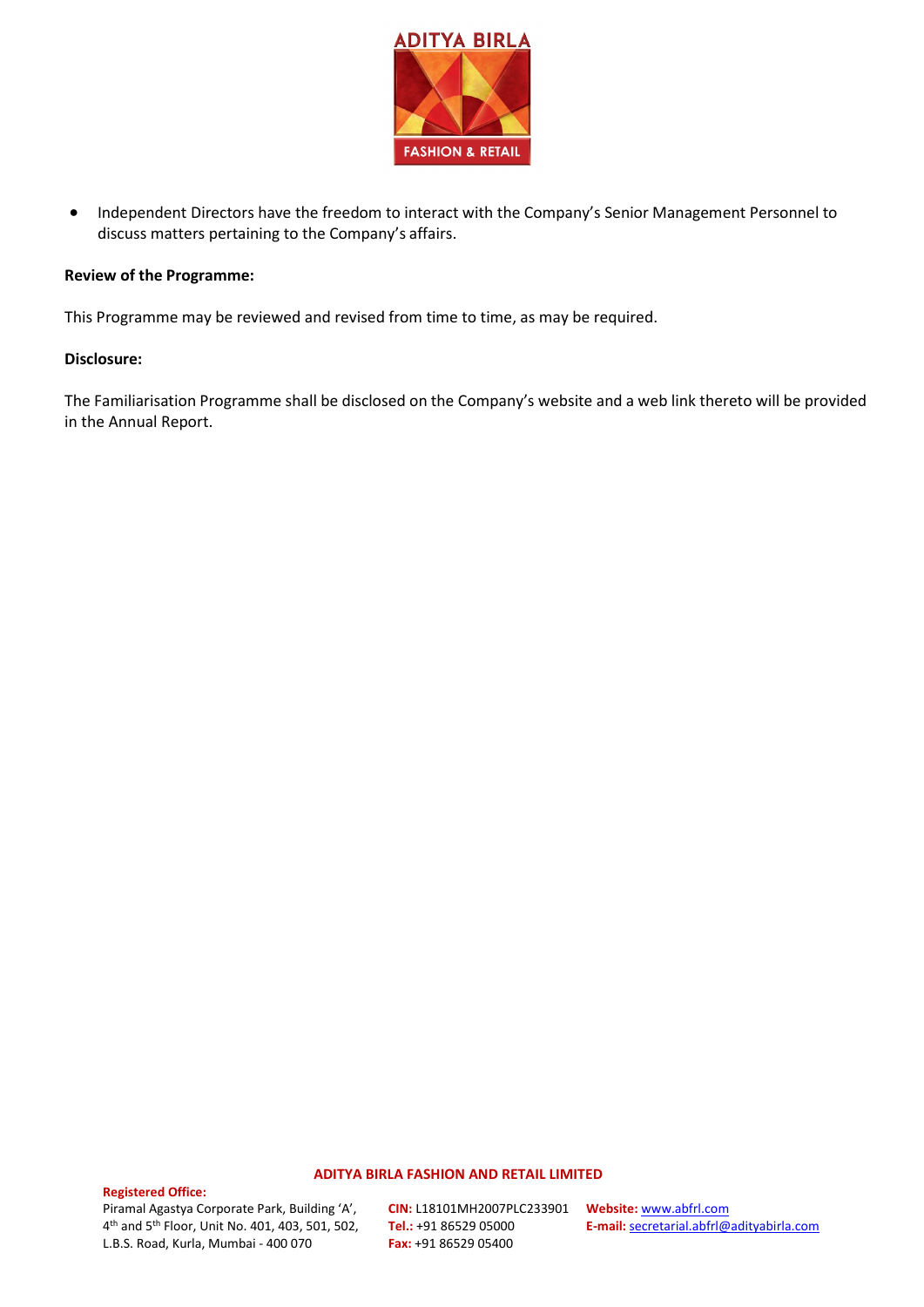- Independent Directors have the freedom to interact with the Company's Senior Management Personnel to discuss matters pertaining to the Company's affairs.

**Review of the Programme:**

This Programme may be reviewed and revised from time to time, as may be required.

**Disclosure:**

The Familiarisation Programme shall be disclosed on the Company's website and a web link thereto will be provided in the Annual Report.